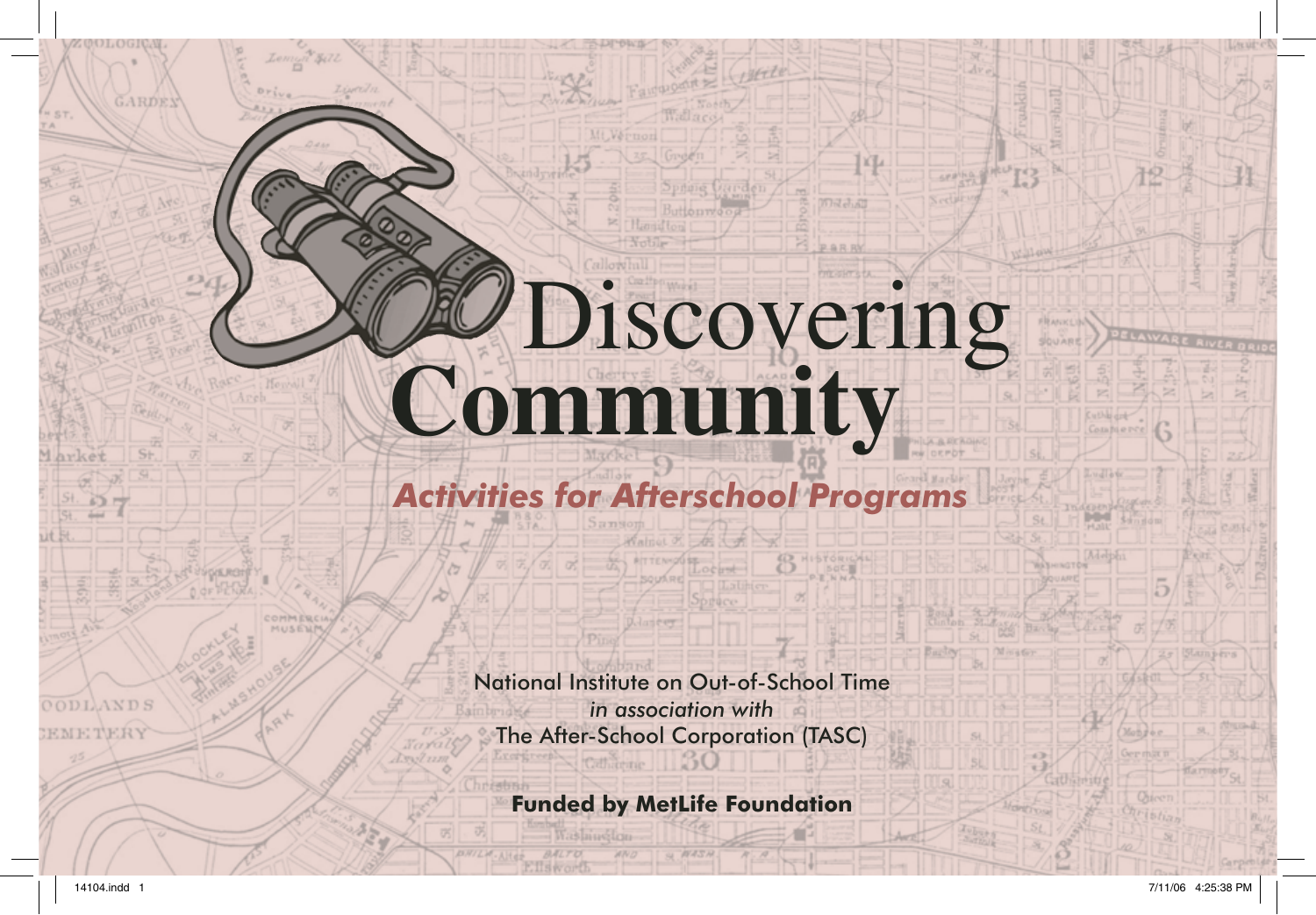# Discovering Community

***Activities for Afterschool Programs***

National Institute on Out-of-School Time
*in association with*
The After-School Corporation (TASC)

**Funded by MetLife Foundation**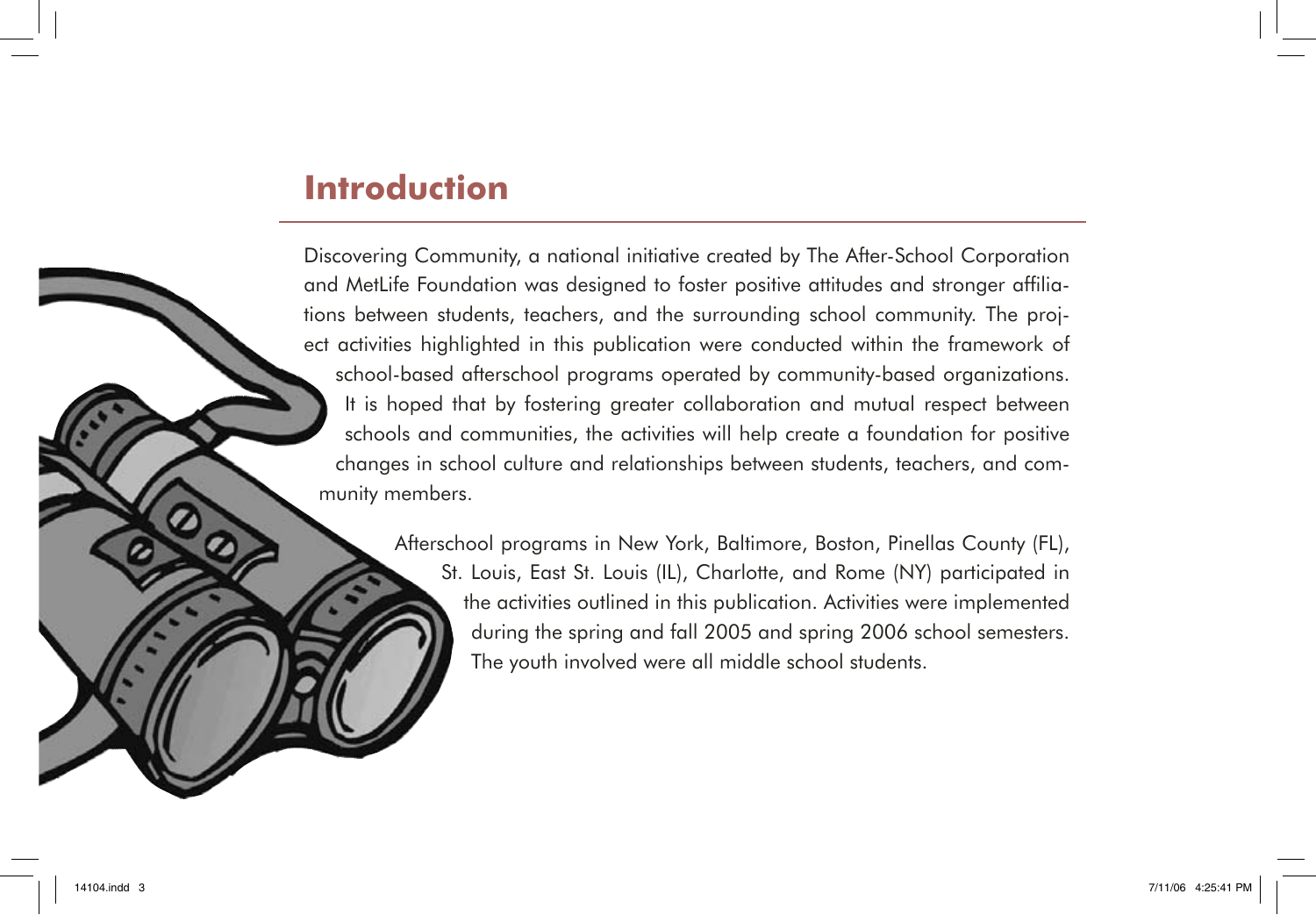# Introduction

Discovering Community, a national initiative created by The After-School Corporation and MetLife Foundation was designed to foster positive attitudes and stronger affiliations between students, teachers, and the surrounding school community. The project activities highlighted in this publication were conducted within the framework of school-based afterschool programs operated by community-based organizations. It is hoped that by fostering greater collaboration and mutual respect between schools and communities, the activities will help create a foundation for positive changes in school culture and relationships between students, teachers, and community members.

Afterschool programs in New York, Baltimore, Boston, Pinellas County (FL), St. Louis, East St. Louis (IL), Charlotte, and Rome (NY) participated in the activities outlined in this publication. Activities were implemented during the spring and fall 2005 and spring 2006 school semesters. The youth involved were all middle school students.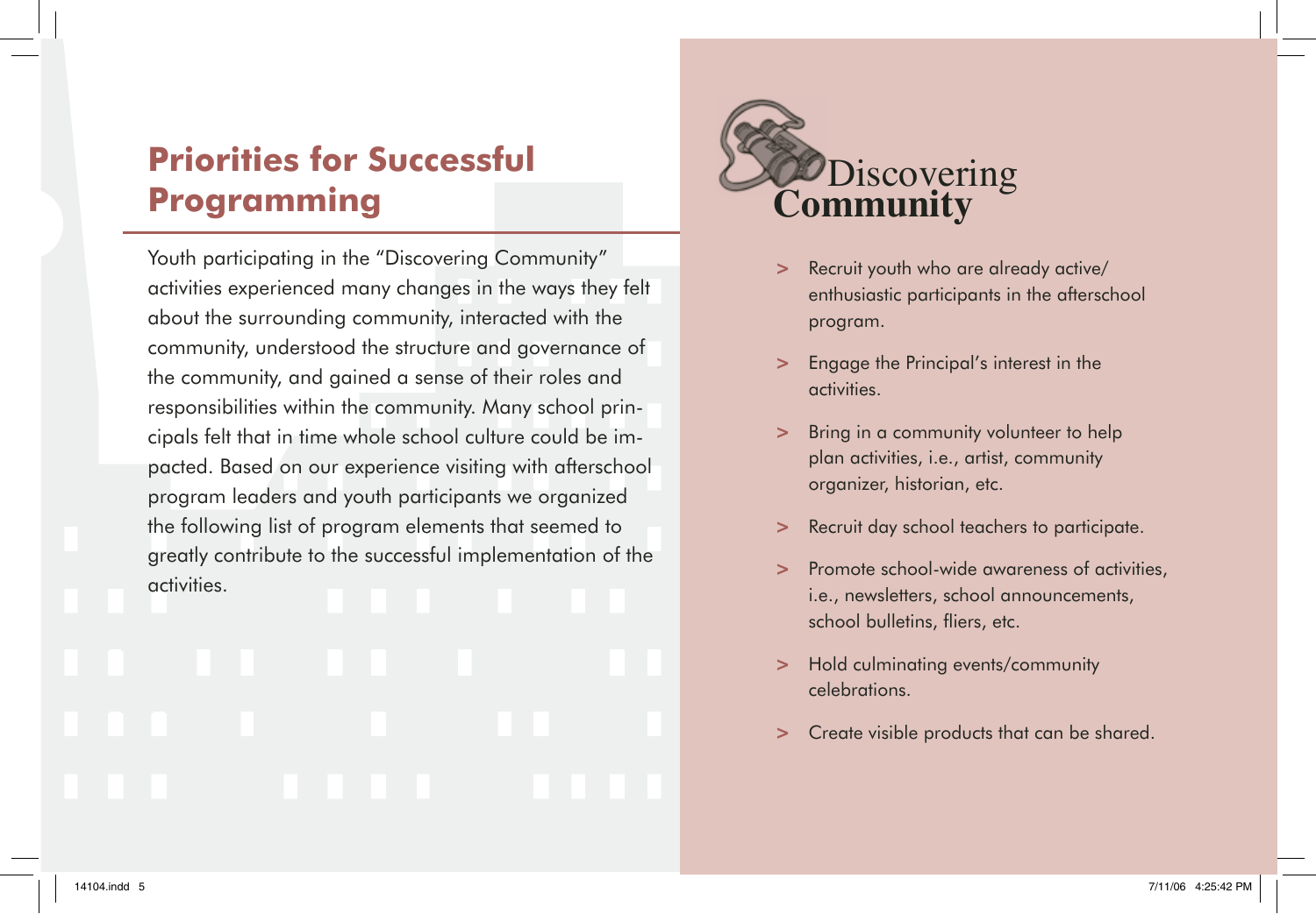# Priorities for Successful Programming

Youth participating in the "Discovering Community" activities experienced many changes in the ways they felt about the surrounding community, interacted with the community, understood the structure and governance of the community, and gained a sense of their roles and responsibilities within the community. Many school principals felt that in time whole school culture could be impacted. Based on our experience visiting with afterschool program leaders and youth participants we organized the following list of program elements that seemed to greatly contribute to the successful implementation of the activities.

## Discovering Community

- Recruit youth who are already active/enthusiastic participants in the afterschool program.
- Engage the Principal's interest in the activities.
- Bring in a community volunteer to help plan activities, i.e., artist, community organizer, historian, etc.
- Recruit day school teachers to participate.
- Promote school-wide awareness of activities, i.e., newsletters, school announcements, school bulletins, fliers, etc.
- Hold culminating events/community celebrations.
- Create visible products that can be shared.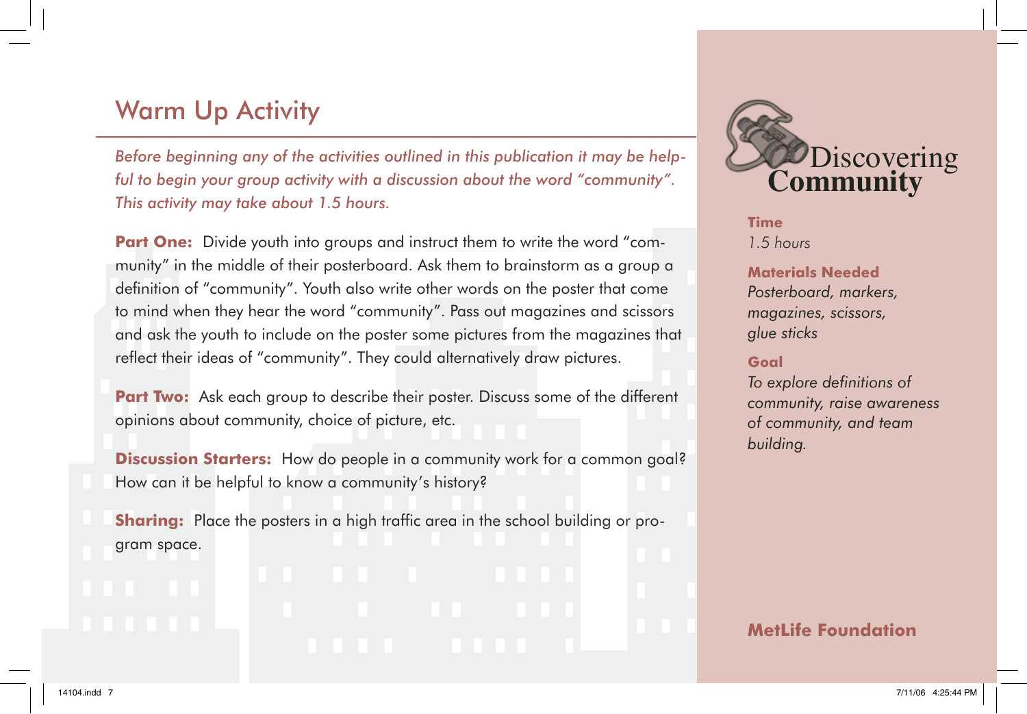## Warm Up Activity

*Before beginning any of the activities outlined in this publication it may be helpful to begin your group activity with a discussion about the word "community". This activity may take about 1.5 hours.*

**Part One:** Divide youth into groups and instruct them to write the word "community" in the middle of their posterboard. Ask them to brainstorm as a group a definition of "community". Youth also write other words on the poster that come to mind when they hear the word "community". Pass out magazines and scissors and ask the youth to include on the poster some pictures from the magazines that reflect their ideas of "community". They could alternatively draw pictures.

**Part Two:** Ask each group to describe their poster. Discuss some of the different opinions about community, choice of picture, etc.

**Discussion Starters:** How do people in a community work for a common goal? How can it be helpful to know a community's history?

**Sharing:** Place the posters in a high traffic area in the school building or program space.

Discovering **Community**

**Time**
*1.5 hours*

**Materials Needed**
*Posterboard, markers, magazines, scissors, glue sticks*

**Goal**
*To explore definitions of community, raise awareness of community, and team building.*

**MetLife Foundation**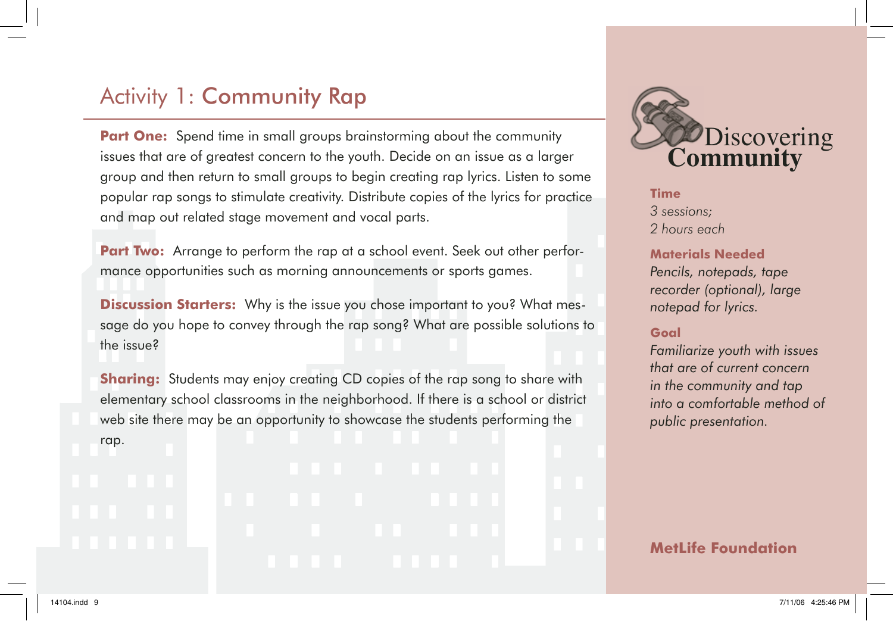# Activity 1: Community Rap

**Part One:** Spend time in small groups brainstorming about the community issues that are of greatest concern to the youth. Decide on an issue as a larger group and then return to small groups to begin creating rap lyrics. Listen to some popular rap songs to stimulate creativity. Distribute copies of the lyrics for practice and map out related stage movement and vocal parts.

**Part Two:** Arrange to perform the rap at a school event. Seek out other performance opportunities such as morning announcements or sports games.

**Discussion Starters:** Why is the issue you chose important to you? What message do you hope to convey through the rap song? What are possible solutions to the issue?

**Sharing:** Students may enjoy creating CD copies of the rap song to share with elementary school classrooms in the neighborhood. If there is a school or district web site there may be an opportunity to showcase the students performing the rap.

Discovering **Community**

**Time**
*3 sessions;*
*2 hours each*

**Materials Needed**
*Pencils, notepads, tape recorder (optional), large notepad for lyrics.*

**Goal**
*Familiarize youth with issues that are of current concern in the community and tap into a comfortable method of public presentation.*

**MetLife Foundation**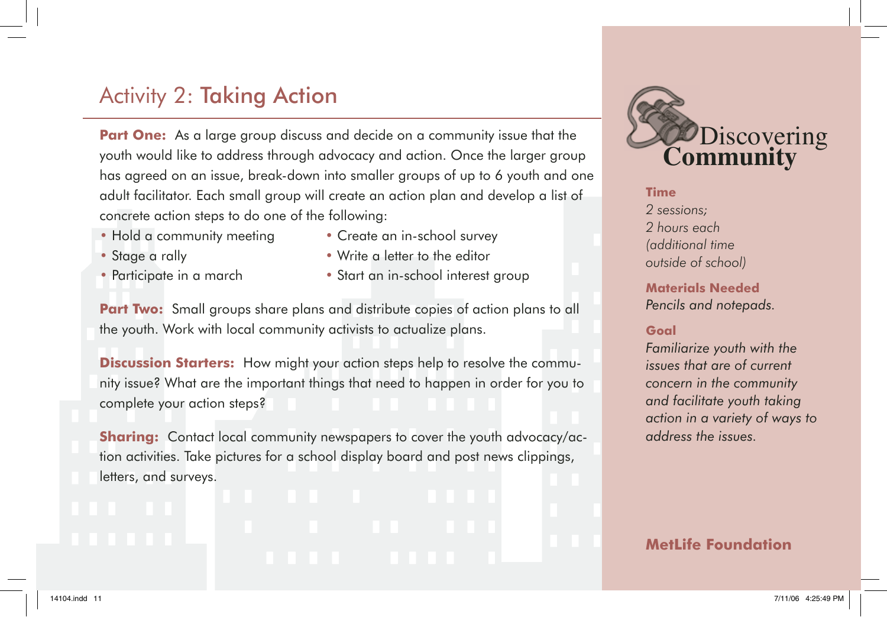# Activity 2: Taking Action

**Part One:** As a large group discuss and decide on a community issue that the youth would like to address through advocacy and action. Once the larger group has agreed on an issue, break-down into smaller groups of up to 6 youth and one adult facilitator. Each small group will create an action plan and develop a list of concrete action steps to do one of the following:

- Hold a community meeting
- Stage a rally
- Participate in a march
- Create an in-school survey
- Write a letter to the editor
- Start an in-school interest group

**Part Two:** Small groups share plans and distribute copies of action plans to all the youth. Work with local community activists to actualize plans.

**Discussion Starters:** How might your action steps help to resolve the community issue? What are the important things that need to happen in order for you to complete your action steps?

**Sharing:** Contact local community newspapers to cover the youth advocacy/action activities. Take pictures for a school display board and post news clippings, letters, and surveys.

Discovering **Community**

**Time**

*2 sessions; 2 hours each (additional time outside of school)*

**Materials Needed**

*Pencils and notepads.*

**Goal**

*Familiarize youth with the issues that are of current concern in the community and facilitate youth taking action in a variety of ways to address the issues.*

**MetLife Foundation**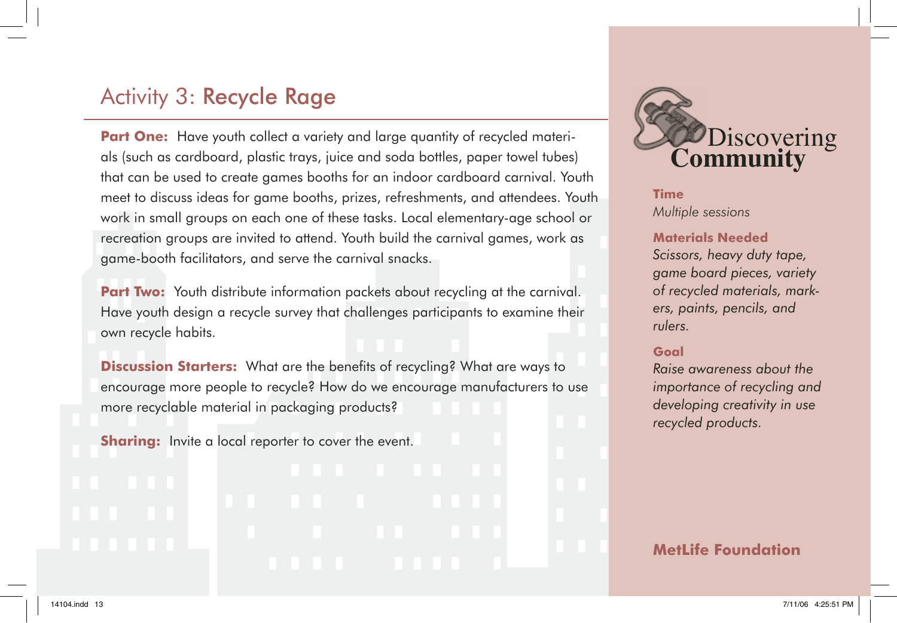## Activity 3: Recycle Rage

**Part One:** Have youth collect a variety and large quantity of recycled materials (such as cardboard, plastic trays, juice and soda bottles, paper towel tubes) that can be used to create games booths for an indoor cardboard carnival. Youth meet to discuss ideas for game booths, prizes, refreshments, and attendees. Youth work in small groups on each one of these tasks. Local elementary-age school or recreation groups are invited to attend. Youth build the carnival games, work as game-booth facilitators, and serve the carnival snacks.

**Part Two:** Youth distribute information packets about recycling at the carnival. Have youth design a recycle survey that challenges participants to examine their own recycle habits.

**Discussion Starters:** What are the benefits of recycling? What are ways to encourage more people to recycle? How do we encourage manufacturers to use more recyclable material in packaging products?

**Sharing:** Invite a local reporter to cover the event.

Discovering **Community**

**Time**
*Multiple sessions*

**Materials Needed**
*Scissors, heavy duty tape, game board pieces, variety of recycled materials, markers, paints, pencils, and rulers.*

**Goal**
*Raise awareness about the importance of recycling and developing creativity in use recycled products.*

**MetLife Foundation**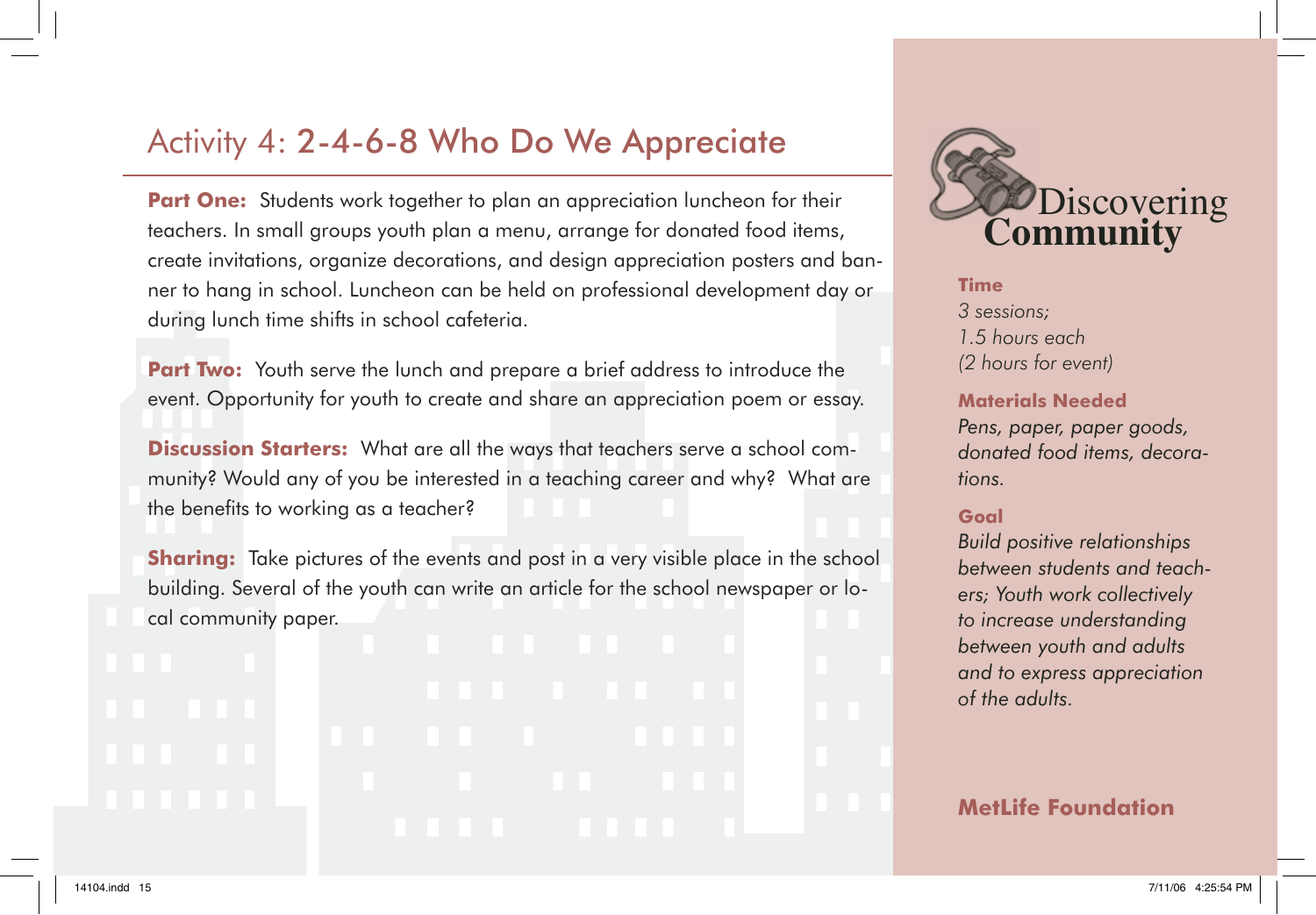# Activity 4: 2-4-6-8 Who Do We Appreciate

**Part One:** Students work together to plan an appreciation luncheon for their teachers. In small groups youth plan a menu, arrange for donated food items, create invitations, organize decorations, and design appreciation posters and banner to hang in school. Luncheon can be held on professional development day or during lunch time shifts in school cafeteria.

**Part Two:** Youth serve the lunch and prepare a brief address to introduce the event. Opportunity for youth to create and share an appreciation poem or essay.

**Discussion Starters:** What are all the ways that teachers serve a school community? Would any of you be interested in a teaching career and why? What are the benefits to working as a teacher?

**Sharing:** Take pictures of the events and post in a very visible place in the school building. Several of the youth can write an article for the school newspaper or local community paper.

Discovering Community

**Time**

*3 sessions;*
*1.5 hours each*
*(2 hours for event)*

**Materials Needed**

*Pens, paper, paper goods, donated food items, decorations.*

**Goal**

*Build positive relationships between students and teachers; Youth work collectively to increase understanding between youth and adults and to express appreciation of the adults.*

**MetLife Foundation**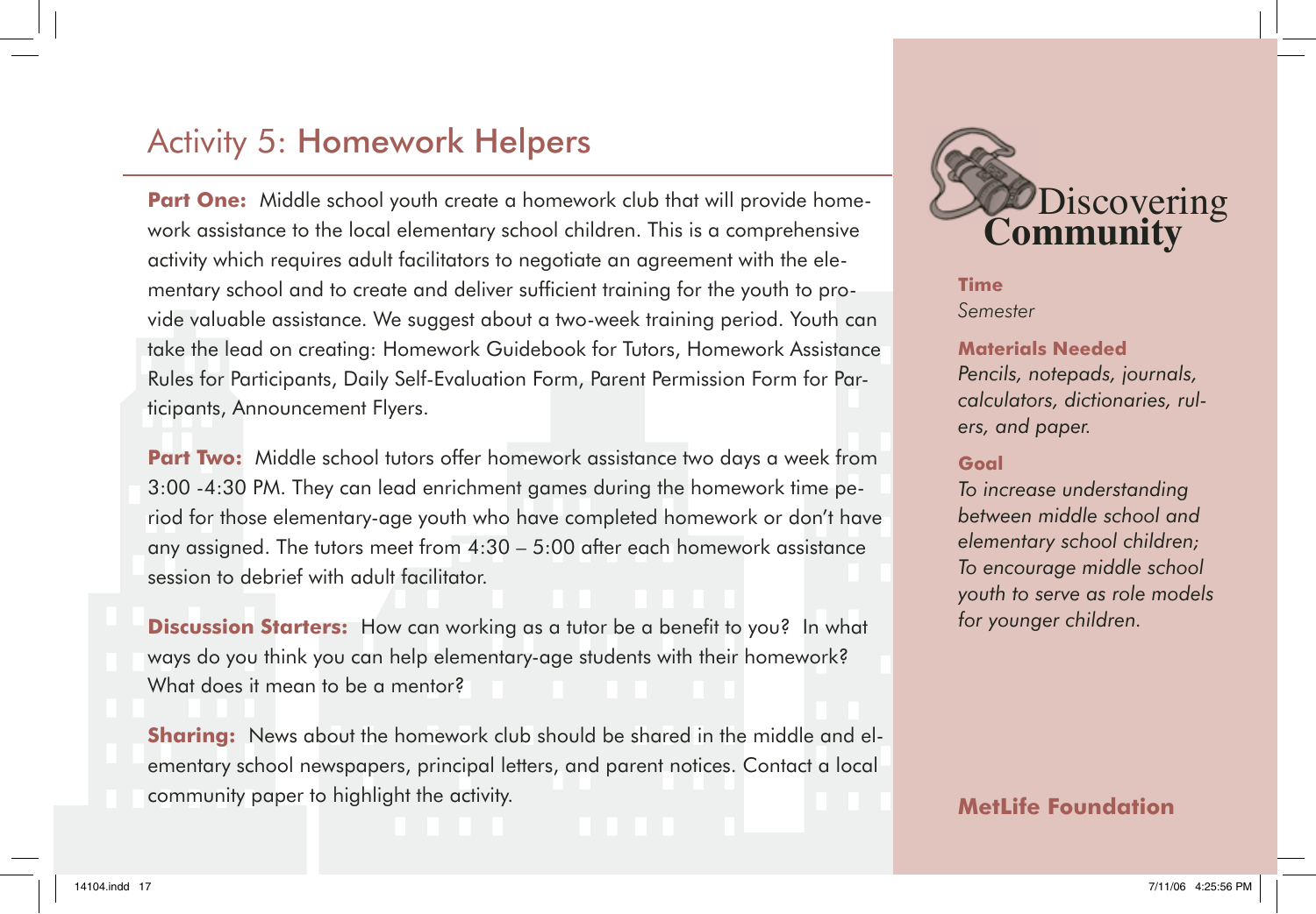# Activity 5: Homework Helpers

**Part One:** Middle school youth create a homework club that will provide homework assistance to the local elementary school children. This is a comprehensive activity which requires adult facilitators to negotiate an agreement with the elementary school and to create and deliver sufficient training for the youth to provide valuable assistance. We suggest about a two-week training period. Youth can take the lead on creating: Homework Guidebook for Tutors, Homework Assistance Rules for Participants, Daily Self-Evaluation Form, Parent Permission Form for Participants, Announcement Flyers.

**Part Two:** Middle school tutors offer homework assistance two days a week from 3:00 -4:30 PM. They can lead enrichment games during the homework time period for those elementary-age youth who have completed homework or don't have any assigned. The tutors meet from 4:30 – 5:00 after each homework assistance session to debrief with adult facilitator.

**Discussion Starters:** How can working as a tutor be a benefit to you? In what ways do you think you can help elementary-age students with their homework? What does it mean to be a mentor?

**Sharing:** News about the homework club should be shared in the middle and elementary school newspapers, principal letters, and parent notices. Contact a local community paper to highlight the activity.

Discovering **Community**

**Time**

*Semester*

**Materials Needed**

*Pencils, notepads, journals, calculators, dictionaries, rulers, and paper.*

**Goal**

*To increase understanding between middle school and elementary school children; To encourage middle school youth to serve as role models for younger children.*

**MetLife Foundation**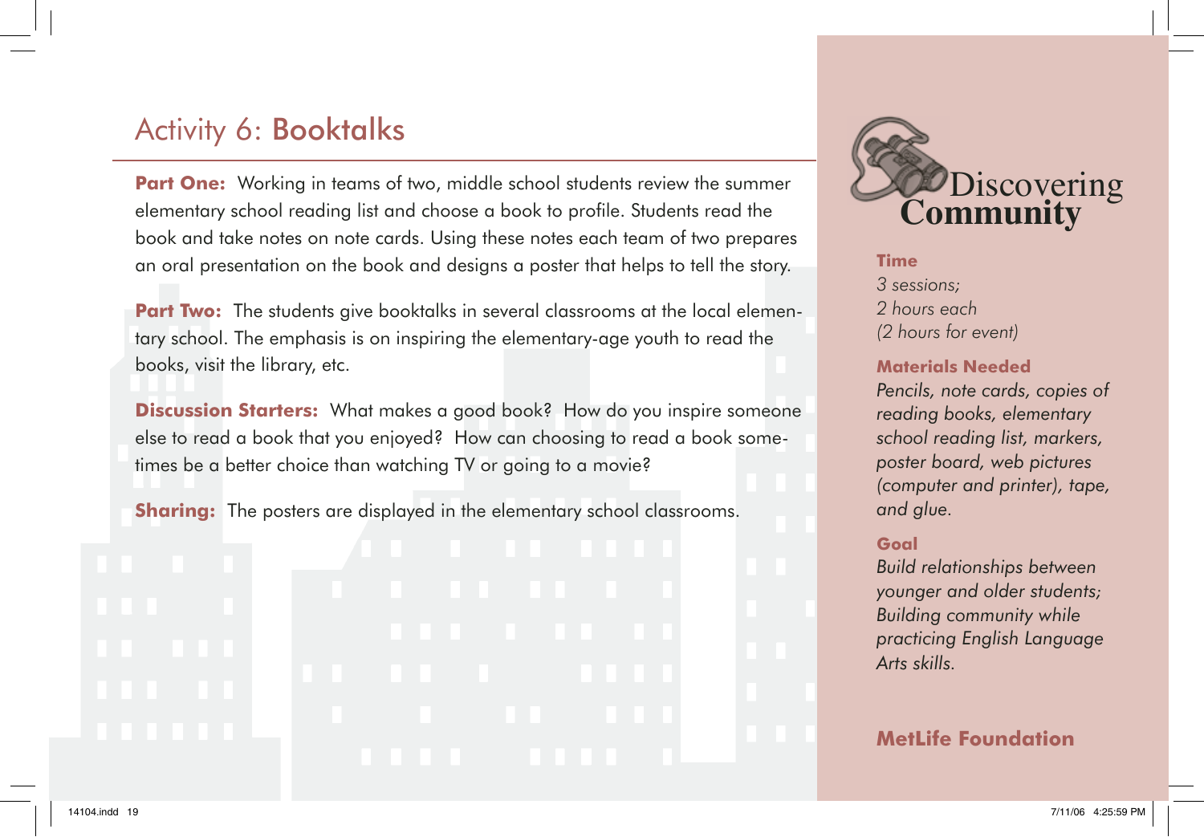# Activity 6: Booktalks

**Part One:** Working in teams of two, middle school students review the summer elementary school reading list and choose a book to profile. Students read the book and take notes on note cards. Using these notes each team of two prepares an oral presentation on the book and designs a poster that helps to tell the story.

**Part Two:** The students give booktalks in several classrooms at the local elementary school. The emphasis is on inspiring the elementary-age youth to read the books, visit the library, etc.

**Discussion Starters:** What makes a good book? How do you inspire someone else to read a book that you enjoyed? How can choosing to read a book sometimes be a better choice than watching TV or going to a movie?

**Sharing:** The posters are displayed in the elementary school classrooms.

Discovering **Community**

**Time**

*3 sessions;*
*2 hours each*
*(2 hours for event)*

**Materials Needed**

*Pencils, note cards, copies of reading books, elementary school reading list, markers, poster board, web pictures (computer and printer), tape, and glue.*

**Goal**

*Build relationships between younger and older students; Building community while practicing English Language Arts skills.*

**MetLife Foundation**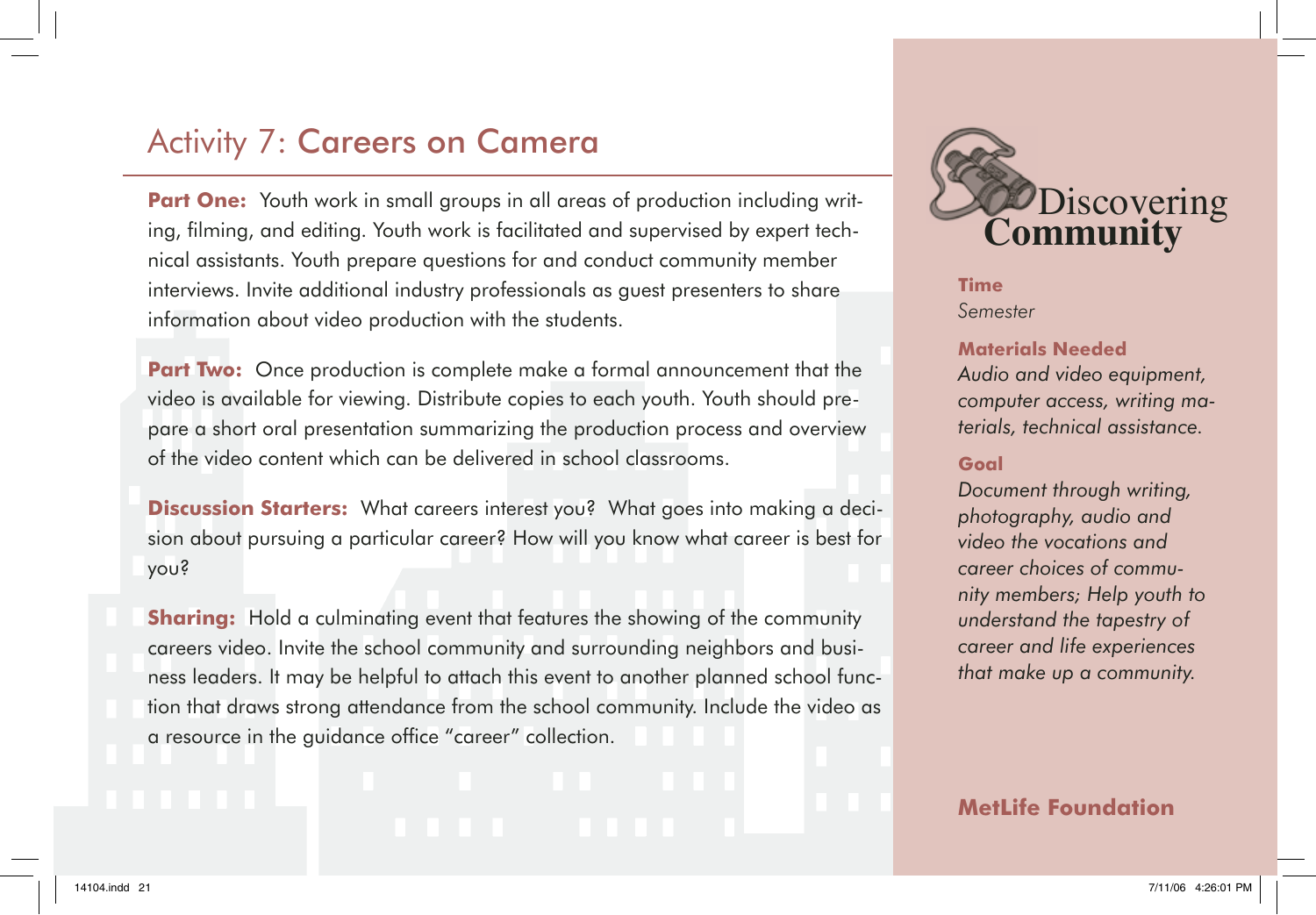# Activity 7: Careers on Camera

**Part One:** Youth work in small groups in all areas of production including writing, filming, and editing. Youth work is facilitated and supervised by expert technical assistants. Youth prepare questions for and conduct community member interviews. Invite additional industry professionals as guest presenters to share information about video production with the students.

**Part Two:** Once production is complete make a formal announcement that the video is available for viewing. Distribute copies to each youth. Youth should prepare a short oral presentation summarizing the production process and overview of the video content which can be delivered in school classrooms.

**Discussion Starters:** What careers interest you? What goes into making a decision about pursuing a particular career? How will you know what career is best for you?

**Sharing:** Hold a culminating event that features the showing of the community careers video. Invite the school community and surrounding neighbors and business leaders. It may be helpful to attach this event to another planned school function that draws strong attendance from the school community. Include the video as a resource in the guidance office "career" collection.

Discovering Community

**Time**
*Semester*

**Materials Needed**
*Audio and video equipment, computer access, writing materials, technical assistance.*

**Goal**
*Document through writing, photography, audio and video the vocations and career choices of community members; Help youth to understand the tapestry of career and life experiences that make up a community.*

**MetLife Foundation**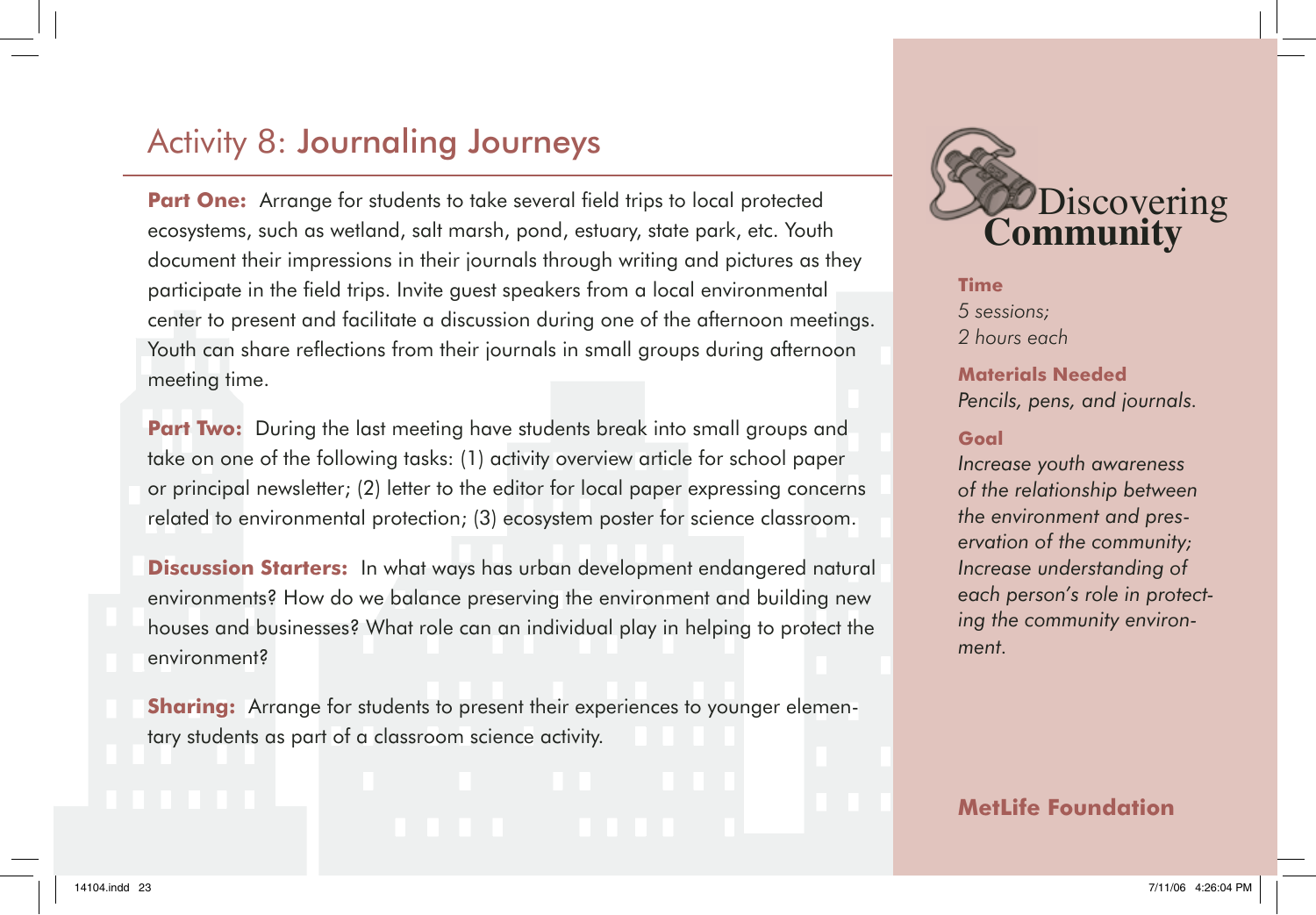# Activity 8: Journaling Journeys

**Part One:** Arrange for students to take several field trips to local protected ecosystems, such as wetland, salt marsh, pond, estuary, state park, etc. Youth document their impressions in their journals through writing and pictures as they participate in the field trips. Invite guest speakers from a local environmental center to present and facilitate a discussion during one of the afternoon meetings. Youth can share reflections from their journals in small groups during afternoon meeting time.

**Part Two:** During the last meeting have students break into small groups and take on one of the following tasks: (1) activity overview article for school paper or principal newsletter; (2) letter to the editor for local paper expressing concerns related to environmental protection; (3) ecosystem poster for science classroom.

**Discussion Starters:** In what ways has urban development endangered natural environments? How do we balance preserving the environment and building new houses and businesses? What role can an individual play in helping to protect the environment?

**Sharing:** Arrange for students to present their experiences to younger elementary students as part of a classroom science activity.

## Discovering Community

**Time**
*5 sessions;*
*2 hours each*

**Materials Needed**
*Pencils, pens, and journals.*

**Goal**
*Increase youth awareness of the relationship between the environment and preservation of the community; Increase understanding of each person's role in protecting the community environment.*

**MetLife Foundation**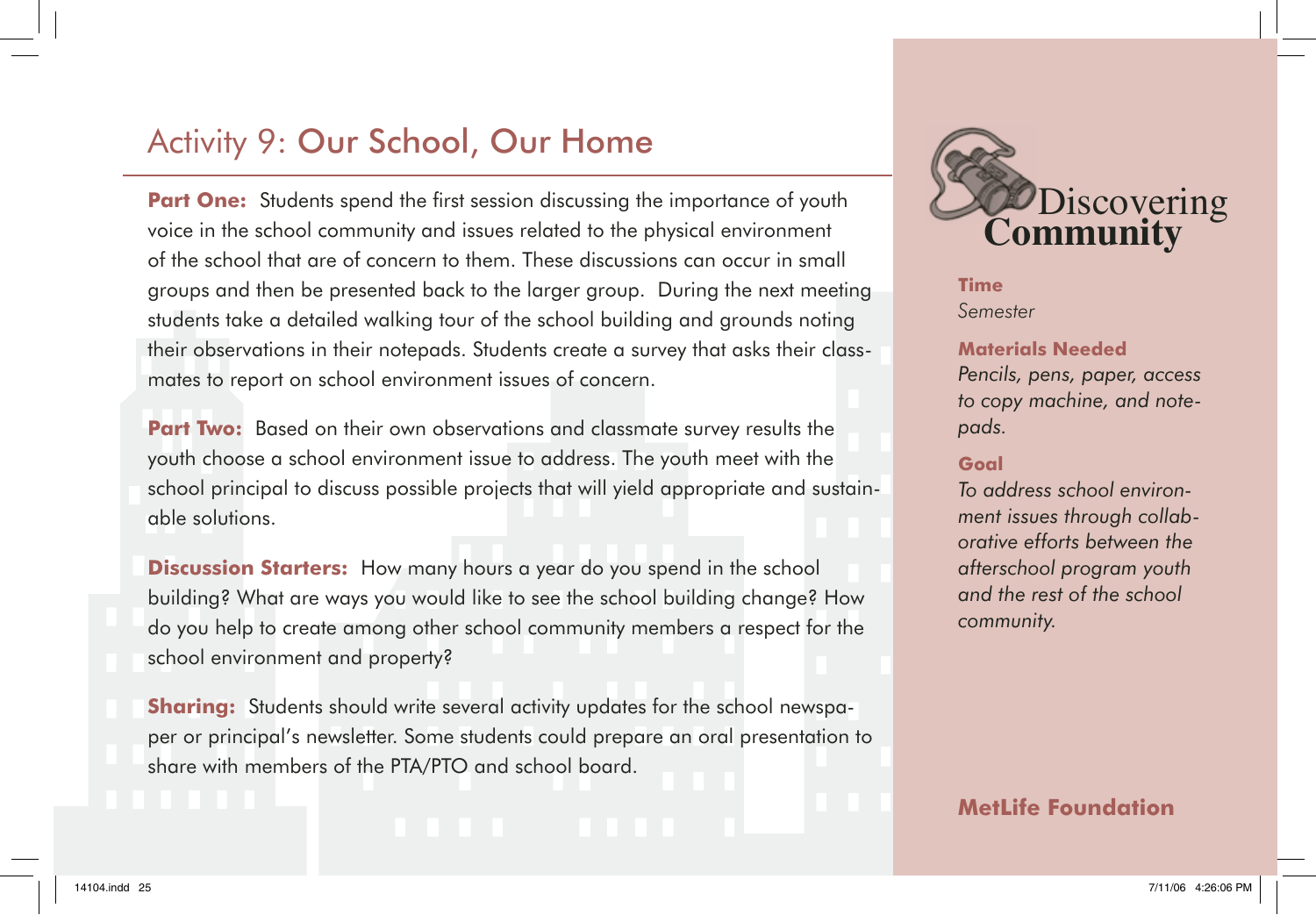# Activity 9: Our School, Our Home

**Part One:** Students spend the first session discussing the importance of youth voice in the school community and issues related to the physical environment of the school that are of concern to them. These discussions can occur in small groups and then be presented back to the larger group. During the next meeting students take a detailed walking tour of the school building and grounds noting their observations in their notepads. Students create a survey that asks their classmates to report on school environment issues of concern.

**Part Two:** Based on their own observations and classmate survey results the youth choose a school environment issue to address. The youth meet with the school principal to discuss possible projects that will yield appropriate and sustainable solutions.

**Discussion Starters:** How many hours a year do you spend in the school building? What are ways you would like to see the school building change? How do you help to create among other school community members a respect for the school environment and property?

**Sharing:** Students should write several activity updates for the school newspaper or principal's newsletter. Some students could prepare an oral presentation to share with members of the PTA/PTO and school board.

Discovering **Community**

**Time**
*Semester*

**Materials Needed**
*Pencils, pens, paper, access to copy machine, and notepads.*

**Goal**
*To address school environment issues through collaborative efforts between the afterschool program youth and the rest of the school community.*

**MetLife Foundation**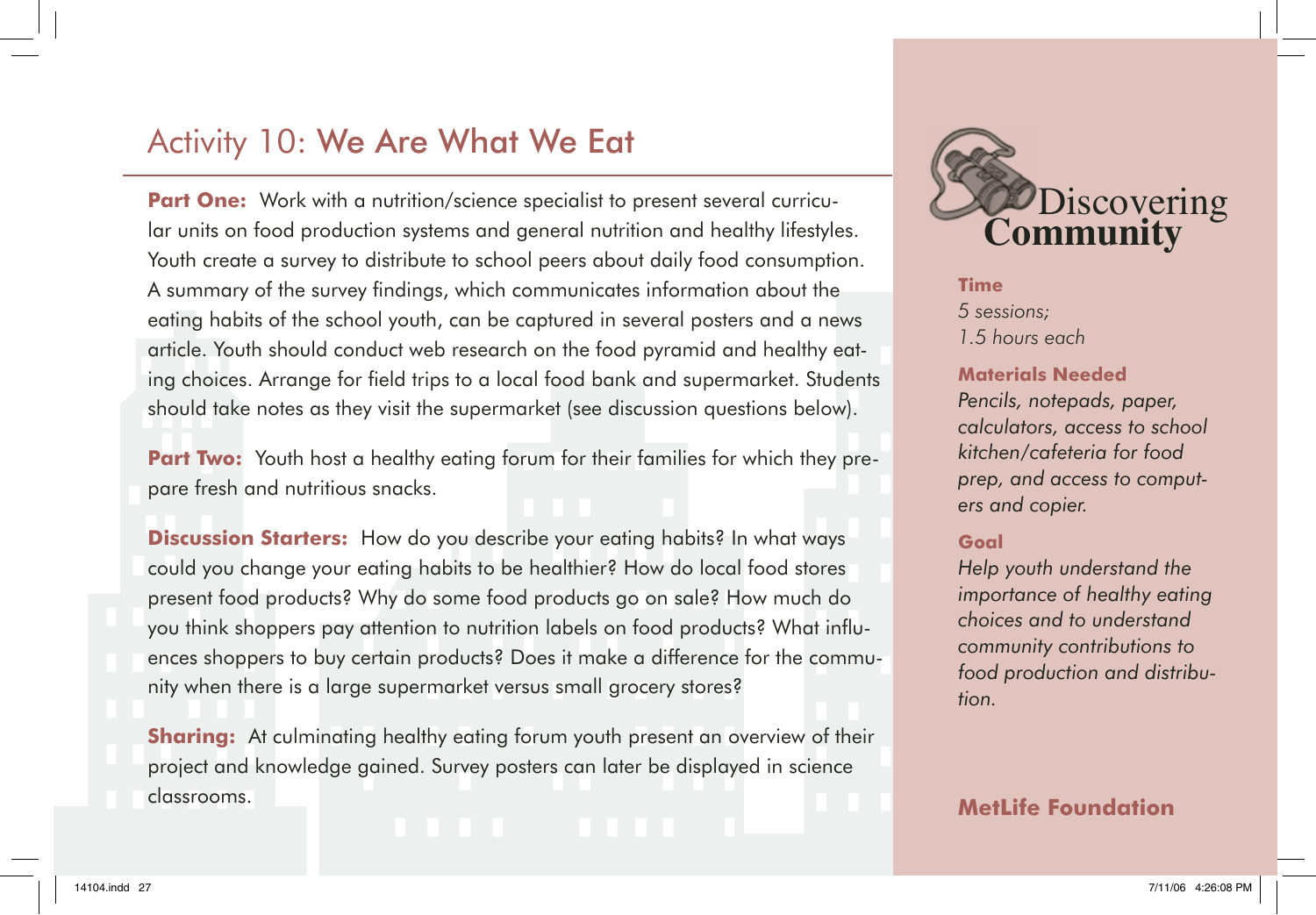# Activity 10: We Are What We Eat

**Part One:** Work with a nutrition/science specialist to present several curricular units on food production systems and general nutrition and healthy lifestyles. Youth create a survey to distribute to school peers about daily food consumption. A summary of the survey findings, which communicates information about the eating habits of the school youth, can be captured in several posters and a news article. Youth should conduct web research on the food pyramid and healthy eating choices. Arrange for field trips to a local food bank and supermarket. Students should take notes as they visit the supermarket (see discussion questions below).

**Part Two:** Youth host a healthy eating forum for their families for which they prepare fresh and nutritious snacks.

**Discussion Starters:** How do you describe your eating habits? In what ways could you change your eating habits to be healthier? How do local food stores present food products? Why do some food products go on sale? How much do you think shoppers pay attention to nutrition labels on food products? What influences shoppers to buy certain products? Does it make a difference for the community when there is a large supermarket versus small grocery stores?

**Sharing:** At culminating healthy eating forum youth present an overview of their project and knowledge gained. Survey posters can later be displayed in science classrooms.

Discovering **Community**

**Time**
*5 sessions; 1.5 hours each*

**Materials Needed**
*Pencils, notepads, paper, calculators, access to school kitchen/cafeteria for food prep, and access to computers and copier.*

**Goal**
*Help youth understand the importance of healthy eating choices and to understand community contributions to food production and distribution.*

**MetLife Foundation**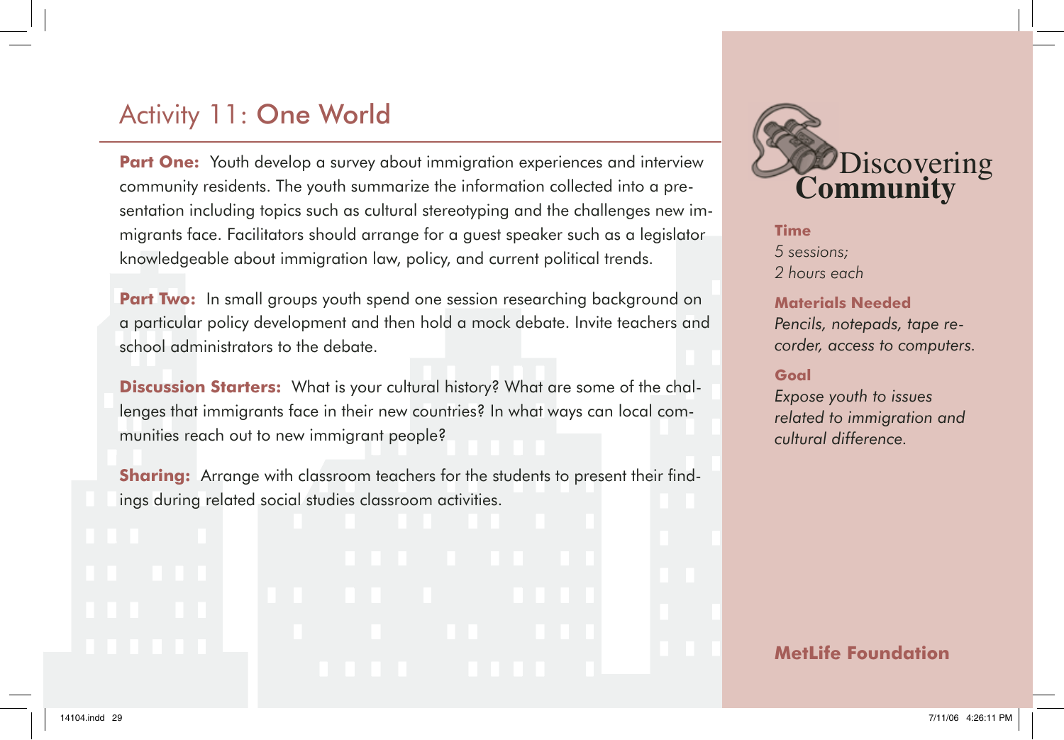# Activity 11: One World

**Part One:** Youth develop a survey about immigration experiences and interview community residents. The youth summarize the information collected into a presentation including topics such as cultural stereotyping and the challenges new immigrants face. Facilitators should arrange for a guest speaker such as a legislator knowledgeable about immigration law, policy, and current political trends.

**Part Two:** In small groups youth spend one session researching background on a particular policy development and then hold a mock debate. Invite teachers and school administrators to the debate.

**Discussion Starters:** What is your cultural history? What are some of the challenges that immigrants face in their new countries? In what ways can local communities reach out to new immigrant people?

**Sharing:** Arrange with classroom teachers for the students to present their findings during related social studies classroom activities.

Discovering Community

**Time**
*5 sessions;*
*2 hours each*

**Materials Needed**
*Pencils, notepads, tape recorder, access to computers.*

**Goal**
*Expose youth to issues related to immigration and cultural difference.*

**MetLife Foundation**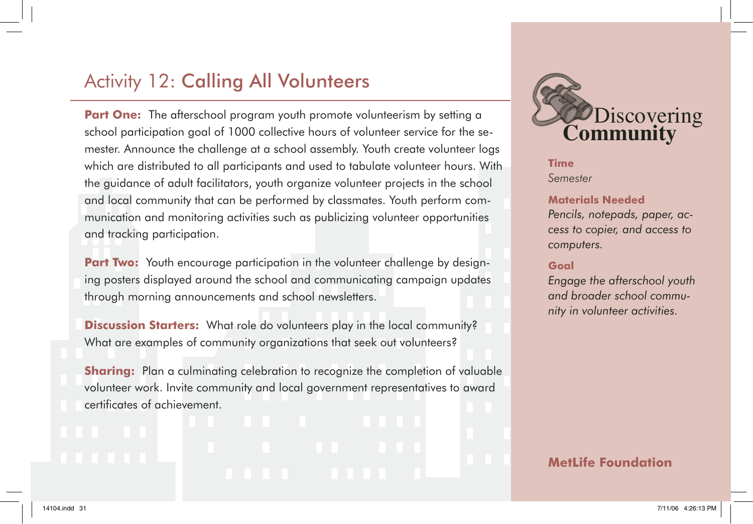# Activity 12: Calling All Volunteers

**Part One:** The afterschool program youth promote volunteerism by setting a school participation goal of 1000 collective hours of volunteer service for the semester. Announce the challenge at a school assembly. Youth create volunteer logs which are distributed to all participants and used to tabulate volunteer hours. With the guidance of adult facilitators, youth organize volunteer projects in the school and local community that can be performed by classmates. Youth perform communication and monitoring activities such as publicizing volunteer opportunities and tracking participation.

**Part Two:** Youth encourage participation in the volunteer challenge by designing posters displayed around the school and communicating campaign updates through morning announcements and school newsletters.

**Discussion Starters:** What role do volunteers play in the local community? What are examples of community organizations that seek out volunteers?

**Sharing:** Plan a culminating celebration to recognize the completion of valuable volunteer work. Invite community and local government representatives to award certificates of achievement.

Discovering Community

**Time**
*Semester*

**Materials Needed**
*Pencils, notepads, paper, access to copier, and access to computers.*

**Goal**
*Engage the afterschool youth and broader school community in volunteer activities.*

**MetLife Foundation**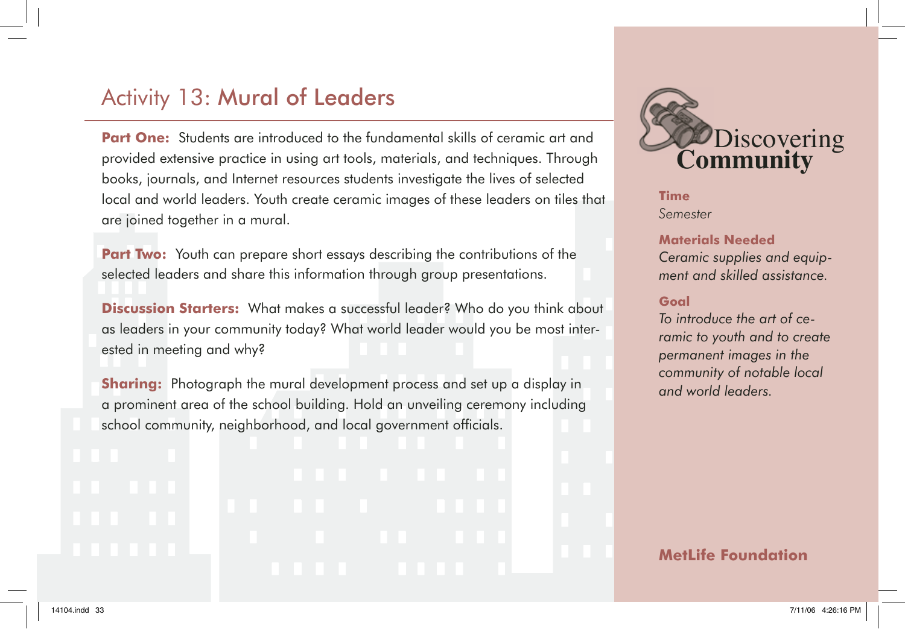# Activity 13: Mural of Leaders

**Part One:** Students are introduced to the fundamental skills of ceramic art and provided extensive practice in using art tools, materials, and techniques. Through books, journals, and Internet resources students investigate the lives of selected local and world leaders. Youth create ceramic images of these leaders on tiles that are joined together in a mural.

**Part Two:** Youth can prepare short essays describing the contributions of the selected leaders and share this information through group presentations.

**Discussion Starters:** What makes a successful leader? Who do you think about as leaders in your community today? What world leader would you be most interested in meeting and why?

**Sharing:** Photograph the mural development process and set up a display in a prominent area of the school building. Hold an unveiling ceremony including school community, neighborhood, and local government officials.

Discovering
**Community**

**Time**
*Semester*

**Materials Needed**
*Ceramic supplies and equipment and skilled assistance.*

**Goal**
*To introduce the art of ceramic to youth and to create permanent images in the community of notable local and world leaders.*

**MetLife Foundation**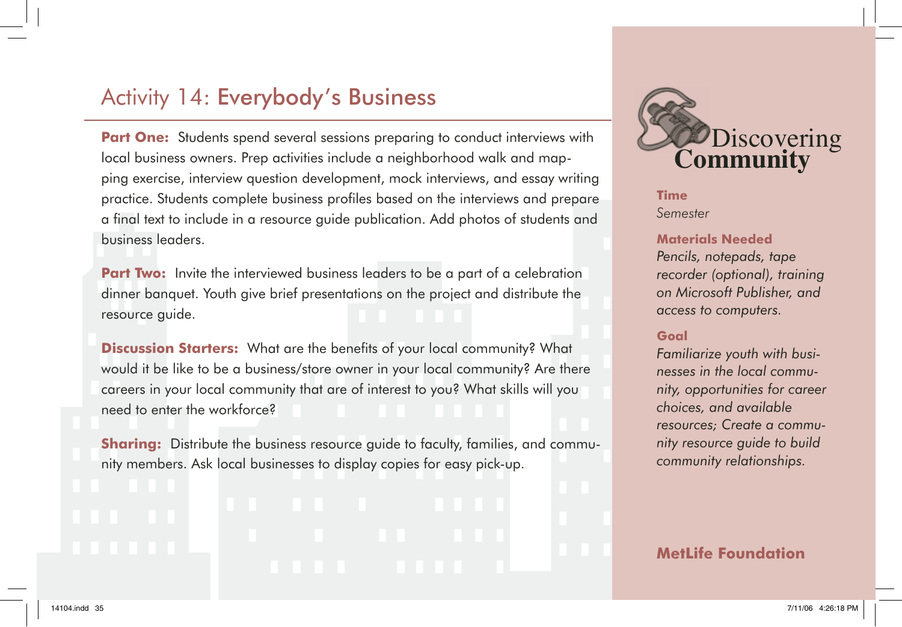# Activity 14: Everybody's Business

**Part One:** Students spend several sessions preparing to conduct interviews with local business owners. Prep activities include a neighborhood walk and mapping exercise, interview question development, mock interviews, and essay writing practice. Students complete business profiles based on the interviews and prepare a final text to include in a resource guide publication. Add photos of students and business leaders.

**Part Two:** Invite the interviewed business leaders to be a part of a celebration dinner banquet. Youth give brief presentations on the project and distribute the resource guide.

**Discussion Starters:** What are the benefits of your local community? What would it be like to be a business/store owner in your local community? Are there careers in your local community that are of interest to you? What skills will you need to enter the workforce?

**Sharing:** Distribute the business resource guide to faculty, families, and community members. Ask local businesses to display copies for easy pick-up.

Discovering **Community**

**Time**
*Semester*

**Materials Needed**
*Pencils, notepads, tape recorder (optional), training on Microsoft Publisher, and access to computers.*

**Goal**
*Familiarize youth with businesses in the local community, opportunities for career choices, and available resources; Create a community resource guide to build community relationships.*

**MetLife Foundation**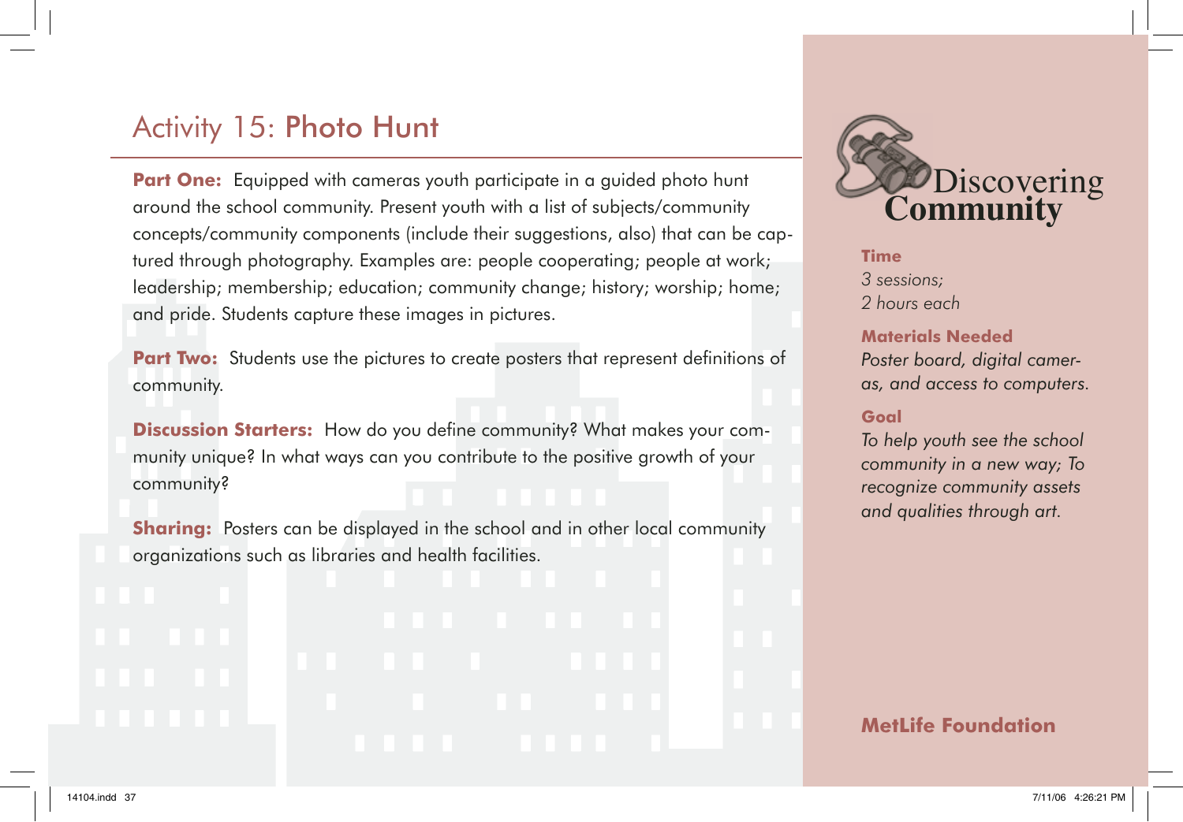# Activity 15: Photo Hunt

**Part One:** Equipped with cameras youth participate in a guided photo hunt around the school community. Present youth with a list of subjects/community concepts/community components (include their suggestions, also) that can be captured through photography. Examples are: people cooperating; people at work; leadership; membership; education; community change; history; worship; home; and pride. Students capture these images in pictures.

**Part Two:** Students use the pictures to create posters that represent definitions of community.

**Discussion Starters:** How do you define community? What makes your community unique? In what ways can you contribute to the positive growth of your community?

**Sharing:** Posters can be displayed in the school and in other local community organizations such as libraries and health facilities.

Discovering **Community**

**Time**

*3 sessions;*
*2 hours each*

**Materials Needed**

*Poster board, digital cameras, and access to computers.*

**Goal**

*To help youth see the school community in a new way; To recognize community assets and qualities through art.*

**MetLife Foundation**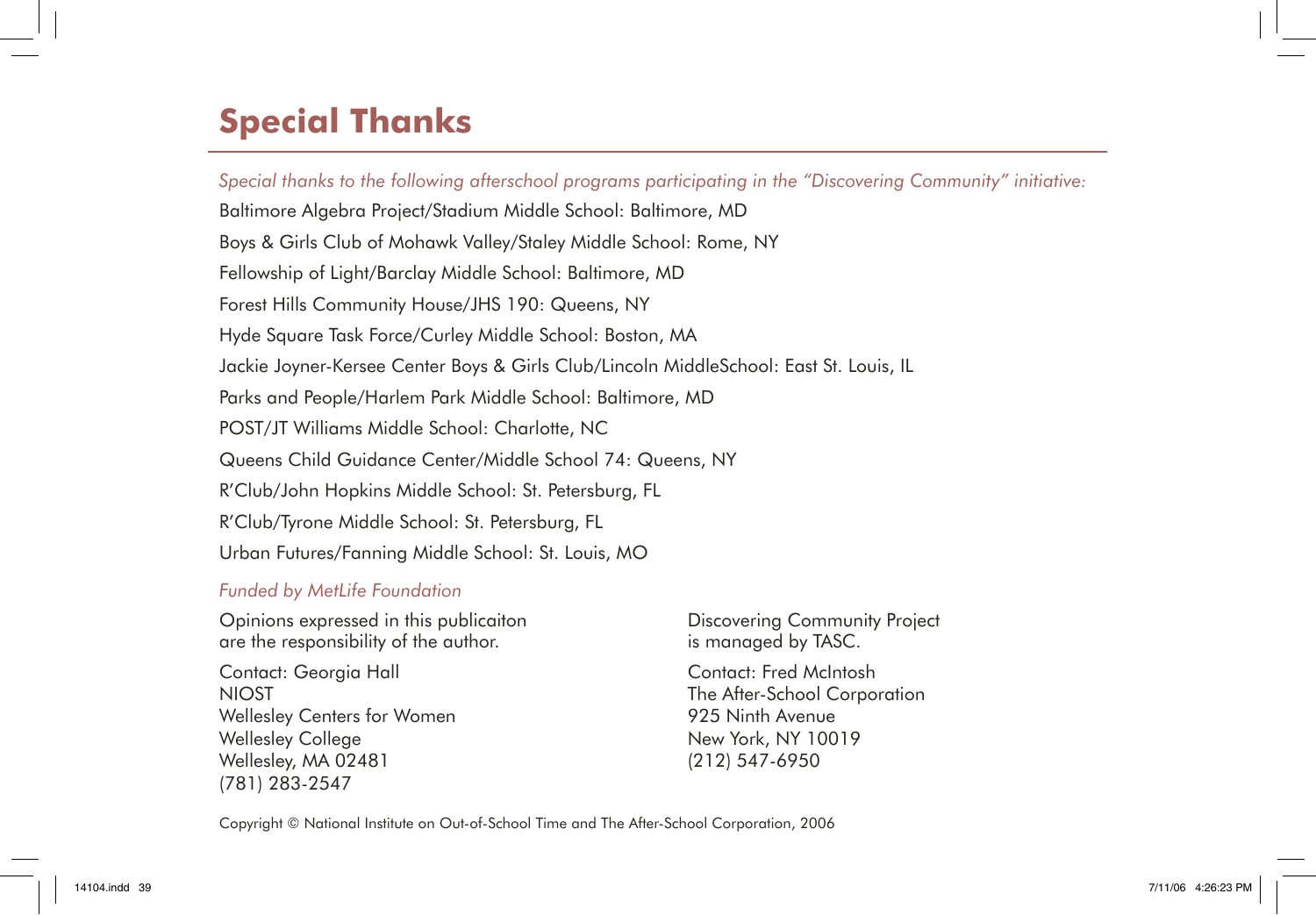# Special Thanks

*Special thanks to the following afterschool programs participating in the "Discovering Community" initiative:*

Baltimore Algebra Project/Stadium Middle School: Baltimore, MD

Boys & Girls Club of Mohawk Valley/Staley Middle School: Rome, NY

Fellowship of Light/Barclay Middle School: Baltimore, MD

Forest Hills Community House/JHS 190: Queens, NY

Hyde Square Task Force/Curley Middle School: Boston, MA

Jackie Joyner-Kersee Center Boys & Girls Club/Lincoln MiddleSchool: East St. Louis, IL

Parks and People/Harlem Park Middle School: Baltimore, MD

POST/JT Williams Middle School: Charlotte, NC

Queens Child Guidance Center/Middle School 74: Queens, NY

R'Club/John Hopkins Middle School: St. Petersburg, FL

R'Club/Tyrone Middle School: St. Petersburg, FL

Urban Futures/Fanning Middle School: St. Louis, MO

*Funded by MetLife Foundation*

Opinions expressed in this publicaiton are the responsibility of the author.

Contact: Georgia Hall
NIOST
Wellesley Centers for Women
Wellesley College
Wellesley, MA 02481
(781) 283-2547

Discovering Community Project is managed by TASC.

Contact: Fred McIntosh
The After-School Corporation
925 Ninth Avenue
New York, NY 10019
(212) 547-6950

Copyright © National Institute on Out-of-School Time and The After-School Corporation, 2006